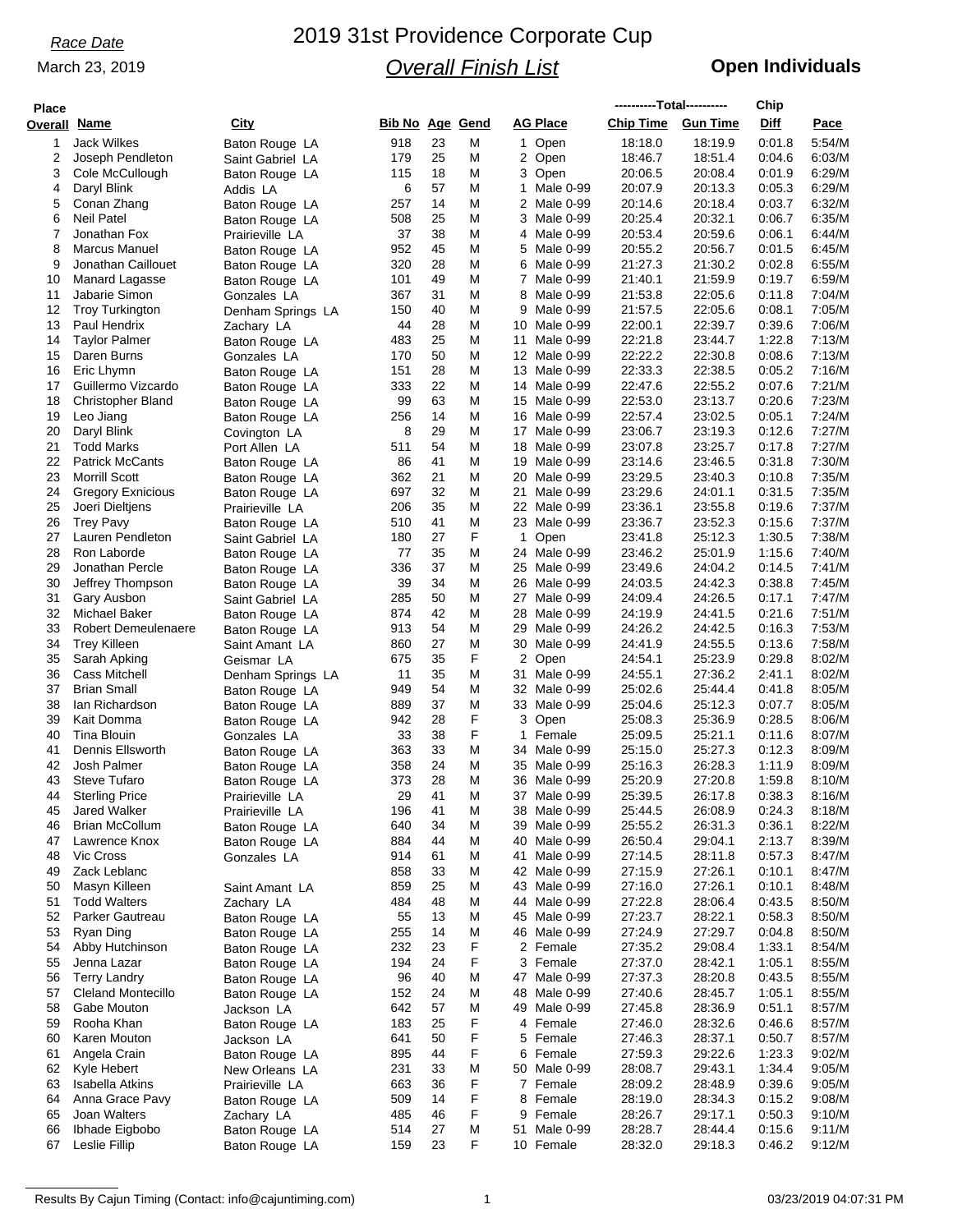*Race Date*

March 23, 2019

# 2019 31st Providence Corporate Cup

## *Overall Finish List*

### Open Individuals

| Place Overall | Name | City | Bib No | Age | Gend | AG Place | Total Chip Time | Total Gun Time | Chip Diff | Pace |
|---|---|---|---|---|---|---|---|---|---|---|
| 1 | Jack Wilkes | Baton Rouge LA | 918 | 23 | M | 1 Open | 18:18.0 | 18:19.9 | 0:01.8 | 5:54/M |
| 2 | Joseph Pendleton | Saint Gabriel LA | 179 | 25 | M | 2 Open | 18:46.7 | 18:51.4 | 0:04.6 | 6:03/M |
| 3 | Cole McCullough | Baton Rouge LA | 115 | 18 | M | 3 Open | 20:06.5 | 20:08.4 | 0:01.9 | 6:29/M |
| 4 | Daryl Blink | Addis LA | 6 | 57 | M | 1 Male 0-99 | 20:07.9 | 20:13.3 | 0:05.3 | 6:29/M |
| 5 | Conan Zhang | Baton Rouge LA | 257 | 14 | M | 2 Male 0-99 | 20:14.6 | 20:18.4 | 0:03.7 | 6:32/M |
| 6 | Neil Patel | Baton Rouge LA | 508 | 25 | M | 3 Male 0-99 | 20:25.4 | 20:32.1 | 0:06.7 | 6:35/M |
| 7 | Jonathan Fox | Prairieville LA | 37 | 38 | M | 4 Male 0-99 | 20:53.4 | 20:59.6 | 0:06.1 | 6:44/M |
| 8 | Marcus Manuel | Baton Rouge LA | 952 | 45 | M | 5 Male 0-99 | 20:55.2 | 20:56.7 | 0:01.5 | 6:45/M |
| 9 | Jonathan Caillouet | Baton Rouge LA | 320 | 28 | M | 6 Male 0-99 | 21:27.3 | 21:30.2 | 0:02.8 | 6:55/M |
| 10 | Manard Lagasse | Baton Rouge LA | 101 | 49 | M | 7 Male 0-99 | 21:40.1 | 21:59.9 | 0:19.7 | 6:59/M |
| 11 | Jabarie Simon | Gonzales LA | 367 | 31 | M | 8 Male 0-99 | 21:53.8 | 22:05.6 | 0:11.8 | 7:04/M |
| 12 | Troy Turkington | Denham Springs LA | 150 | 40 | M | 9 Male 0-99 | 21:57.5 | 22:05.6 | 0:08.1 | 7:05/M |
| 13 | Paul Hendrix | Zachary LA | 44 | 28 | M | 10 Male 0-99 | 22:00.1 | 22:39.7 | 0:39.6 | 7:06/M |
| 14 | Taylor Palmer | Baton Rouge LA | 483 | 25 | M | 11 Male 0-99 | 22:21.8 | 23:44.7 | 1:22.8 | 7:13/M |
| 15 | Daren Burns | Gonzales LA | 170 | 50 | M | 12 Male 0-99 | 22:22.2 | 22:30.8 | 0:08.6 | 7:13/M |
| 16 | Eric Lhymn | Baton Rouge LA | 151 | 28 | M | 13 Male 0-99 | 22:33.3 | 22:38.5 | 0:05.2 | 7:16/M |
| 17 | Guillermo Vizcardo | Baton Rouge LA | 333 | 22 | M | 14 Male 0-99 | 22:47.6 | 22:55.2 | 0:07.6 | 7:21/M |
| 18 | Christopher Bland | Baton Rouge LA | 99 | 63 | M | 15 Male 0-99 | 22:53.0 | 23:13.7 | 0:20.6 | 7:23/M |
| 19 | Leo Jiang | Baton Rouge LA | 256 | 14 | M | 16 Male 0-99 | 22:57.4 | 23:02.5 | 0:05.1 | 7:24/M |
| 20 | Daryl Blink | Covington LA | 8 | 29 | M | 17 Male 0-99 | 23:06.7 | 23:19.3 | 0:12.6 | 7:27/M |
| 21 | Todd Marks | Port Allen LA | 511 | 54 | M | 18 Male 0-99 | 23:07.8 | 23:25.7 | 0:17.8 | 7:27/M |
| 22 | Patrick McCants | Baton Rouge LA | 86 | 41 | M | 19 Male 0-99 | 23:14.6 | 23:46.5 | 0:31.8 | 7:30/M |
| 23 | Morrill Scott | Baton Rouge LA | 362 | 21 | M | 20 Male 0-99 | 23:29.5 | 23:40.3 | 0:10.8 | 7:35/M |
| 24 | Gregory Exnicious | Baton Rouge LA | 697 | 32 | M | 21 Male 0-99 | 23:29.6 | 24:01.1 | 0:31.5 | 7:35/M |
| 25 | Joeri Dieltjens | Prairieville LA | 206 | 35 | M | 22 Male 0-99 | 23:36.1 | 23:55.8 | 0:19.6 | 7:37/M |
| 26 | Trey Pavy | Baton Rouge LA | 510 | 41 | M | 23 Male 0-99 | 23:36.7 | 23:52.3 | 0:15.6 | 7:37/M |
| 27 | Lauren Pendleton | Saint Gabriel LA | 180 | 27 | F | 1 Open | 23:41.8 | 25:12.3 | 1:30.5 | 7:38/M |
| 28 | Ron Laborde | Baton Rouge LA | 77 | 35 | M | 24 Male 0-99 | 23:46.2 | 25:01.9 | 1:15.6 | 7:40/M |
| 29 | Jonathan Percle | Baton Rouge LA | 336 | 37 | M | 25 Male 0-99 | 23:49.6 | 24:04.2 | 0:14.5 | 7:41/M |
| 30 | Jeffrey Thompson | Baton Rouge LA | 39 | 34 | M | 26 Male 0-99 | 24:03.5 | 24:42.3 | 0:38.8 | 7:45/M |
| 31 | Gary Ausbon | Saint Gabriel LA | 285 | 50 | M | 27 Male 0-99 | 24:09.4 | 24:26.5 | 0:17.1 | 7:47/M |
| 32 | Michael Baker | Baton Rouge LA | 874 | 42 | M | 28 Male 0-99 | 24:19.9 | 24:41.5 | 0:21.6 | 7:51/M |
| 33 | Robert Demeulenaere | Baton Rouge LA | 913 | 54 | M | 29 Male 0-99 | 24:26.2 | 24:42.5 | 0:16.3 | 7:53/M |
| 34 | Trey Killeen | Saint Amant LA | 860 | 27 | M | 30 Male 0-99 | 24:41.9 | 24:55.5 | 0:13.6 | 7:58/M |
| 35 | Sarah Apking | Geismar LA | 675 | 35 | F | 2 Open | 24:54.1 | 25:23.9 | 0:29.8 | 8:02/M |
| 36 | Cass Mitchell | Denham Springs LA | 11 | 35 | M | 31 Male 0-99 | 24:55.1 | 27:36.2 | 2:41.1 | 8:02/M |
| 37 | Brian Small | Baton Rouge LA | 949 | 54 | M | 32 Male 0-99 | 25:02.6 | 25:44.4 | 0:41.8 | 8:05/M |
| 38 | Ian Richardson | Baton Rouge LA | 889 | 37 | M | 33 Male 0-99 | 25:04.6 | 25:12.3 | 0:07.7 | 8:05/M |
| 39 | Kait Domma | Baton Rouge LA | 942 | 28 | F | 3 Open | 25:08.3 | 25:36.9 | 0:28.5 | 8:06/M |
| 40 | Tina Blouin | Gonzales LA | 33 | 38 | F | 1 Female | 25:09.5 | 25:21.1 | 0:11.6 | 8:07/M |
| 41 | Dennis Ellsworth | Baton Rouge LA | 363 | 33 | M | 34 Male 0-99 | 25:15.0 | 25:27.3 | 0:12.3 | 8:09/M |
| 42 | Josh Palmer | Baton Rouge LA | 358 | 24 | M | 35 Male 0-99 | 25:16.3 | 26:28.3 | 1:11.9 | 8:09/M |
| 43 | Steve Tufaro | Baton Rouge LA | 373 | 28 | M | 36 Male 0-99 | 25:20.9 | 27:20.8 | 1:59.8 | 8:10/M |
| 44 | Sterling Price | Prairieville LA | 29 | 41 | M | 37 Male 0-99 | 25:39.5 | 26:17.8 | 0:38.3 | 8:16/M |
| 45 | Jared Walker | Prairieville LA | 196 | 41 | M | 38 Male 0-99 | 25:44.5 | 26:08.9 | 0:24.3 | 8:18/M |
| 46 | Brian McCollum | Baton Rouge LA | 640 | 34 | M | 39 Male 0-99 | 25:55.2 | 26:31.3 | 0:36.1 | 8:22/M |
| 47 | Lawrence Knox | Baton Rouge LA | 884 | 44 | M | 40 Male 0-99 | 26:50.4 | 29:04.1 | 2:13.7 | 8:39/M |
| 48 | Vic Cross | Gonzales LA | 914 | 61 | M | 41 Male 0-99 | 27:14.5 | 28:11.8 | 0:57.3 | 8:47/M |
| 49 | Zack Leblanc | | 858 | 33 | M | 42 Male 0-99 | 27:15.9 | 27:26.1 | 0:10.1 | 8:47/M |
| 50 | Masyn Killeen | Saint Amant LA | 859 | 25 | M | 43 Male 0-99 | 27:16.0 | 27:26.1 | 0:10.1 | 8:48/M |
| 51 | Todd Walters | Zachary LA | 484 | 48 | M | 44 Male 0-99 | 27:22.8 | 28:06.4 | 0:43.5 | 8:50/M |
| 52 | Parker Gautreau | Baton Rouge LA | 55 | 13 | M | 45 Male 0-99 | 27:23.7 | 28:22.1 | 0:58.3 | 8:50/M |
| 53 | Ryan Ding | Baton Rouge LA | 255 | 14 | M | 46 Male 0-99 | 27:24.9 | 27:29.7 | 0:04.8 | 8:50/M |
| 54 | Abby Hutchinson | Baton Rouge LA | 232 | 23 | F | 2 Female | 27:35.2 | 29:08.4 | 1:33.1 | 8:54/M |
| 55 | Jenna Lazar | Baton Rouge LA | 194 | 24 | F | 3 Female | 27:37.0 | 28:42.1 | 1:05.1 | 8:55/M |
| 56 | Terry Landry | Baton Rouge LA | 96 | 40 | M | 47 Male 0-99 | 27:37.3 | 28:20.8 | 0:43.5 | 8:55/M |
| 57 | Cleland Montecillo | Baton Rouge LA | 152 | 24 | M | 48 Male 0-99 | 27:40.6 | 28:45.7 | 1:05.1 | 8:55/M |
| 58 | Gabe Mouton | Jackson LA | 642 | 57 | M | 49 Male 0-99 | 27:45.8 | 28:36.9 | 0:51.1 | 8:57/M |
| 59 | Rooha Khan | Baton Rouge LA | 183 | 25 | F | 4 Female | 27:46.0 | 28:32.6 | 0:46.6 | 8:57/M |
| 60 | Karen Mouton | Jackson LA | 641 | 50 | F | 5 Female | 27:46.3 | 28:37.1 | 0:50.7 | 8:57/M |
| 61 | Angela Crain | Baton Rouge LA | 895 | 44 | F | 6 Female | 27:59.3 | 29:22.6 | 1:23.3 | 9:02/M |
| 62 | Kyle Hebert | New Orleans LA | 231 | 33 | M | 50 Male 0-99 | 28:08.7 | 29:43.1 | 1:34.4 | 9:05/M |
| 63 | Isabella Atkins | Prairieville LA | 663 | 36 | F | 7 Female | 28:09.2 | 28:48.9 | 0:39.6 | 9:05/M |
| 64 | Anna Grace Pavy | Baton Rouge LA | 509 | 14 | F | 8 Female | 28:19.0 | 28:34.3 | 0:15.2 | 9:08/M |
| 65 | Joan Walters | Zachary LA | 485 | 46 | F | 9 Female | 28:26.7 | 29:17.1 | 0:50.3 | 9:10/M |
| 66 | Ibhade Eigbobo | Baton Rouge LA | 514 | 27 | M | 51 Male 0-99 | 28:28.7 | 28:44.4 | 0:15.6 | 9:11/M |
| 67 | Leslie Fillip | Baton Rouge LA | 159 | 23 | F | 10 Female | 28:32.0 | 29:18.3 | 0:46.2 | 9:12/M |

Results By Cajun Timing (Contact: info@cajuntiming.com) 03/23/2019 04:07:31 PM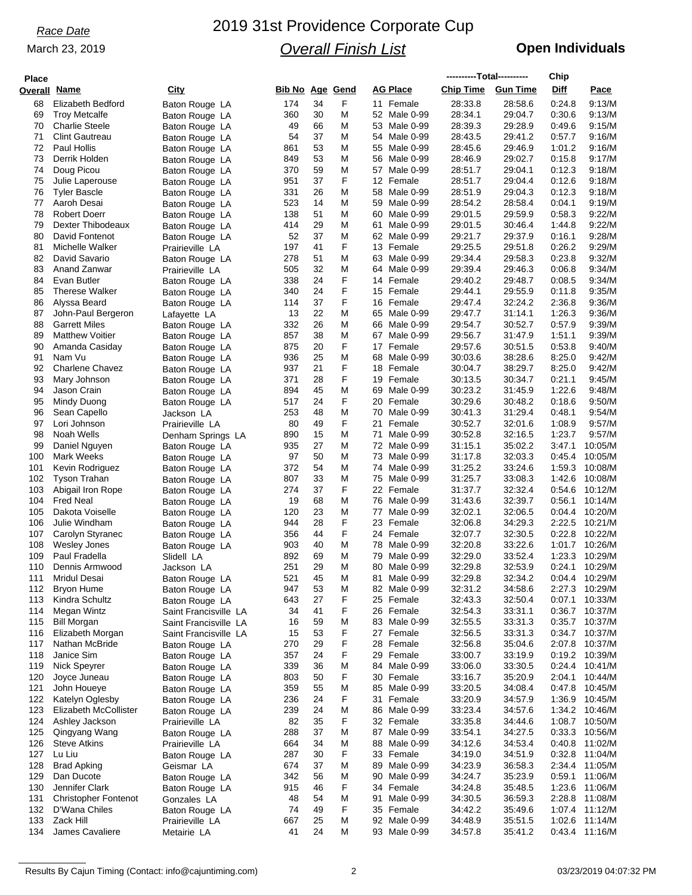*Race Date*

March 23, 2019

# 2019 31st Providence Corporate Cup

## *Overall Finish List*

**Open Individuals**

| Place Overall | Name | City | Bib No | Age | Gend | AG Place | Chip Time | Gun Time | Chip Diff | Pace |
|---|---|---|---|---|---|---|---|---|---|---|
| 68 | Elizabeth Bedford | Baton Rouge LA | 174 | 34 | F | 11 Female | 28:33.8 | 28:58.6 | 0:24.8 | 9:13/M |
| 69 | Troy Metcalfe | Baton Rouge LA | 360 | 30 | M | 52 Male 0-99 | 28:34.1 | 29:04.7 | 0:30.6 | 9:13/M |
| 70 | Charlie Steele | Baton Rouge LA | 49 | 66 | M | 53 Male 0-99 | 28:39.3 | 29:28.9 | 0:49.6 | 9:15/M |
| 71 | Clint Gautreau | Baton Rouge LA | 54 | 37 | M | 54 Male 0-99 | 28:43.5 | 29:41.2 | 0:57.7 | 9:16/M |
| 72 | Paul Hollis | Baton Rouge LA | 861 | 53 | M | 55 Male 0-99 | 28:45.6 | 29:46.9 | 1:01.2 | 9:16/M |
| 73 | Derrik Holden | Baton Rouge LA | 849 | 53 | M | 56 Male 0-99 | 28:46.9 | 29:02.7 | 0:15.8 | 9:17/M |
| 74 | Doug Picou | Baton Rouge LA | 370 | 59 | M | 57 Male 0-99 | 28:51.7 | 29:04.1 | 0:12.3 | 9:18/M |
| 75 | Julie Laperouse | Baton Rouge LA | 951 | 37 | F | 12 Female | 28:51.7 | 29:04.4 | 0:12.6 | 9:18/M |
| 76 | Tyler Bascle | Baton Rouge LA | 331 | 26 | M | 58 Male 0-99 | 28:51.9 | 29:04.3 | 0:12.3 | 9:18/M |
| 77 | Aaroh Desai | Baton Rouge LA | 523 | 14 | M | 59 Male 0-99 | 28:54.2 | 28:58.4 | 0:04.1 | 9:19/M |
| 78 | Robert Doerr | Baton Rouge LA | 138 | 51 | M | 60 Male 0-99 | 29:01.5 | 29:59.9 | 0:58.3 | 9:22/M |
| 79 | Dexter Thibodeaux | Baton Rouge LA | 414 | 29 | M | 61 Male 0-99 | 29:01.5 | 30:46.4 | 1:44.8 | 9:22/M |
| 80 | David Fontenot | Baton Rouge LA | 52 | 37 | M | 62 Male 0-99 | 29:21.7 | 29:37.9 | 0:16.1 | 9:28/M |
| 81 | Michelle Walker | Prairieville LA | 197 | 41 | F | 13 Female | 29:25.5 | 29:51.8 | 0:26.2 | 9:29/M |
| 82 | David Savario | Baton Rouge LA | 278 | 51 | M | 63 Male 0-99 | 29:34.4 | 29:58.3 | 0:23.8 | 9:32/M |
| 83 | Anand Zanwar | Prairieville LA | 505 | 32 | M | 64 Male 0-99 | 29:39.4 | 29:46.3 | 0:06.8 | 9:34/M |
| 84 | Evan Butler | Baton Rouge LA | 338 | 24 | F | 14 Female | 29:40.2 | 29:48.7 | 0:08.5 | 9:34/M |
| 85 | Therese Walker | Baton Rouge LA | 340 | 24 | F | 15 Female | 29:44.1 | 29:55.9 | 0:11.8 | 9:35/M |
| 86 | Alyssa Beard | Baton Rouge LA | 114 | 37 | F | 16 Female | 29:47.4 | 32:24.2 | 2:36.8 | 9:36/M |
| 87 | John-Paul Bergeron | Lafayette LA | 13 | 22 | M | 65 Male 0-99 | 29:47.7 | 31:14.1 | 1:26.3 | 9:36/M |
| 88 | Garrett Miles | Baton Rouge LA | 332 | 26 | M | 66 Male 0-99 | 29:54.7 | 30:52.7 | 0:57.9 | 9:39/M |
| 89 | Matthew Voitier | Baton Rouge LA | 857 | 38 | M | 67 Male 0-99 | 29:56.7 | 31:47.9 | 1:51.1 | 9:39/M |
| 90 | Amanda Casiday | Baton Rouge LA | 875 | 20 | F | 17 Female | 29:57.6 | 30:51.5 | 0:53.8 | 9:40/M |
| 91 | Nam Vu | Baton Rouge LA | 936 | 25 | M | 68 Male 0-99 | 30:03.6 | 38:28.6 | 8:25.0 | 9:42/M |
| 92 | Charlene Chavez | Baton Rouge LA | 937 | 21 | F | 18 Female | 30:04.7 | 38:29.7 | 8:25.0 | 9:42/M |
| 93 | Mary Johnson | Baton Rouge LA | 371 | 28 | F | 19 Female | 30:13.5 | 30:34.7 | 0:21.1 | 9:45/M |
| 94 | Jason Crain | Baton Rouge LA | 894 | 45 | M | 69 Male 0-99 | 30:23.2 | 31:45.9 | 1:22.6 | 9:48/M |
| 95 | Mindy Duong | Baton Rouge LA | 517 | 24 | F | 20 Female | 30:29.6 | 30:48.2 | 0:18.6 | 9:50/M |
| 96 | Sean Capello | Jackson LA | 253 | 48 | M | 70 Male 0-99 | 30:41.3 | 31:29.4 | 0:48.1 | 9:54/M |
| 97 | Lori Johnson | Prairieville LA | 80 | 49 | F | 21 Female | 30:52.7 | 32:01.6 | 1:08.9 | 9:57/M |
| 98 | Noah Wells | Denham Springs LA | 890 | 15 | M | 71 Male 0-99 | 30:52.8 | 32:16.5 | 1:23.7 | 9:57/M |
| 99 | Daniel Nguyen | Baton Rouge LA | 935 | 27 | M | 72 Male 0-99 | 31:15.1 | 35:02.2 | 3:47.1 | 10:05/M |
| 100 | Mark Weeks | Baton Rouge LA | 97 | 50 | M | 73 Male 0-99 | 31:17.8 | 32:03.3 | 0:45.4 | 10:05/M |
| 101 | Kevin Rodriguez | Baton Rouge LA | 372 | 54 | M | 74 Male 0-99 | 31:25.2 | 33:24.6 | 1:59.3 | 10:08/M |
| 102 | Tyson Trahan | Baton Rouge LA | 807 | 33 | M | 75 Male 0-99 | 31:25.7 | 33:08.3 | 1:42.6 | 10:08/M |
| 103 | Abigail Iron Rope | Baton Rouge LA | 274 | 37 | F | 22 Female | 31:37.7 | 32:32.4 | 0:54.6 | 10:12/M |
| 104 | Fred Neal | Baton Rouge LA | 19 | 68 | M | 76 Male 0-99 | 31:43.6 | 32:39.7 | 0:56.1 | 10:14/M |
| 105 | Dakota Voiselle | Baton Rouge LA | 120 | 23 | M | 77 Male 0-99 | 32:02.1 | 32:06.5 | 0:04.4 | 10:20/M |
| 106 | Julie Windham | Baton Rouge LA | 944 | 28 | F | 23 Female | 32:06.8 | 34:29.3 | 2:22.5 | 10:21/M |
| 107 | Carolyn Styranec | Baton Rouge LA | 356 | 44 | F | 24 Female | 32:07.7 | 32:30.5 | 0:22.8 | 10:22/M |
| 108 | Wesley Jones | Baton Rouge LA | 903 | 40 | M | 78 Male 0-99 | 32:20.8 | 33:22.6 | 1:01.7 | 10:26/M |
| 109 | Paul Fradella | Slidell LA | 892 | 69 | M | 79 Male 0-99 | 32:29.0 | 33:52.4 | 1:23.3 | 10:29/M |
| 110 | Dennis Armwood | Jackson LA | 251 | 29 | M | 80 Male 0-99 | 32:29.8 | 32:53.9 | 0:24.1 | 10:29/M |
| 111 | Mridul Desai | Baton Rouge LA | 521 | 45 | M | 81 Male 0-99 | 32:29.8 | 32:34.2 | 0:04.4 | 10:29/M |
| 112 | Bryon Hume | Baton Rouge LA | 947 | 53 | M | 82 Male 0-99 | 32:31.2 | 34:58.6 | 2:27.3 | 10:29/M |
| 113 | Kindra Schultz | Baton Rouge LA | 643 | 27 | F | 25 Female | 32:43.3 | 32:50.4 | 0:07.1 | 10:33/M |
| 114 | Megan Wintz | Saint Francisville LA | 34 | 41 | F | 26 Female | 32:54.3 | 33:31.1 | 0:36.7 | 10:37/M |
| 115 | Bill Morgan | Saint Francisville LA | 16 | 59 | M | 83 Male 0-99 | 32:55.5 | 33:31.3 | 0:35.7 | 10:37/M |
| 116 | Elizabeth Morgan | Saint Francisville LA | 15 | 53 | F | 27 Female | 32:56.5 | 33:31.3 | 0:34.7 | 10:37/M |
| 117 | Nathan McBride | Baton Rouge LA | 270 | 29 | F | 28 Female | 32:56.8 | 35:04.6 | 2:07.8 | 10:37/M |
| 118 | Janice Sim | Baton Rouge LA | 357 | 24 | F | 29 Female | 33:00.7 | 33:19.9 | 0:19.2 | 10:39/M |
| 119 | Nick Speyrer | Baton Rouge LA | 339 | 36 | M | 84 Male 0-99 | 33:06.0 | 33:30.5 | 0:24.4 | 10:41/M |
| 120 | Joyce Juneau | Baton Rouge LA | 803 | 50 | F | 30 Female | 33:16.7 | 35:20.9 | 2:04.1 | 10:44/M |
| 121 | John Houeye | Baton Rouge LA | 359 | 55 | M | 85 Male 0-99 | 33:20.5 | 34:08.4 | 0:47.8 | 10:45/M |
| 122 | Katelyn Oglesby | Baton Rouge LA | 236 | 24 | F | 31 Female | 33:20.9 | 34:57.9 | 1:36.9 | 10:45/M |
| 123 | Elizabeth McCollister | Baton Rouge LA | 239 | 24 | M | 86 Male 0-99 | 33:23.4 | 34:57.6 | 1:34.2 | 10:46/M |
| 124 | Ashley Jackson | Prairieville LA | 82 | 35 | F | 32 Female | 33:35.8 | 34:44.6 | 1:08.7 | 10:50/M |
| 125 | Qingyang Wang | Baton Rouge LA | 288 | 37 | M | 87 Male 0-99 | 33:54.1 | 34:27.5 | 0:33.3 | 10:56/M |
| 126 | Steve Atkins | Prairieville LA | 664 | 34 | M | 88 Male 0-99 | 34:12.6 | 34:53.4 | 0:40.8 | 11:02/M |
| 127 | Lu Liu | Baton Rouge LA | 287 | 30 | F | 33 Female | 34:19.0 | 34:51.9 | 0:32.8 | 11:04/M |
| 128 | Brad Apking | Geismar LA | 674 | 37 | M | 89 Male 0-99 | 34:23.9 | 36:58.3 | 2:34.4 | 11:05/M |
| 129 | Dan Ducote | Baton Rouge LA | 342 | 56 | M | 90 Male 0-99 | 34:24.7 | 35:23.9 | 0:59.1 | 11:06/M |
| 130 | Jennifer Clark | Baton Rouge LA | 915 | 46 | F | 34 Female | 34:24.8 | 35:48.5 | 1:23.6 | 11:06/M |
| 131 | Christopher Fontenot | Gonzales LA | 48 | 54 | M | 91 Male 0-99 | 34:30.5 | 36:59.3 | 2:28.8 | 11:08/M |
| 132 | D'Wana Chiles | Baton Rouge LA | 74 | 49 | F | 35 Female | 34:42.2 | 35:49.6 | 1:07.4 | 11:12/M |
| 133 | Zack Hill | Prairieville LA | 667 | 25 | M | 92 Male 0-99 | 34:48.9 | 35:51.5 | 1:02.6 | 11:14/M |
| 134 | James Cavaliere | Metairie LA | 41 | 24 | M | 93 Male 0-99 | 34:57.8 | 35:41.2 | 0:43.4 | 11:16/M |

Results By Cajun Timing (Contact: info@cajuntiming.com) 03/23/2019 04:07:32 PM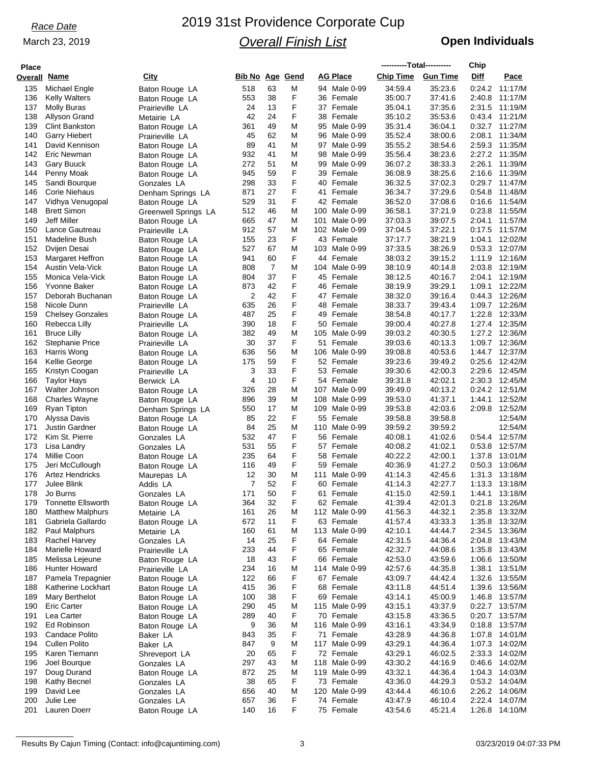*Race Date*

March 23, 2019

# 2019 31st Providence Corporate Cup

## *Overall Finish List*

**Open Individuals**

| Place Overall | Name | City | Bib No | Age | Gend | AG Place | Total Chip Time | Total Gun Time | Chip Diff | Pace |
|---|---|---|---|---|---|---|---|---|---|---|
| 135 | Michael Engle | Baton Rouge LA | 518 | 63 | M | 94 Male 0-99 | 34:59.4 | 35:23.6 | 0:24.2 | 11:17/M |
| 136 | Kelly Walters | Baton Rouge LA | 553 | 38 | F | 36 Female | 35:00.7 | 37:41.6 | 2:40.8 | 11:17/M |
| 137 | Molly Buras | Prairieville LA | 24 | 13 | F | 37 Female | 35:04.1 | 37:35.6 | 2:31.5 | 11:19/M |
| 138 | Allyson Grand | Metairie LA | 42 | 24 | F | 38 Female | 35:10.2 | 35:53.6 | 0:43.4 | 11:21/M |
| 139 | Clint Bankston | Baton Rouge LA | 361 | 49 | M | 95 Male 0-99 | 35:31.4 | 36:04.1 | 0:32.7 | 11:27/M |
| 140 | Garry Hiebert | Prairieville LA | 45 | 62 | M | 96 Male 0-99 | 35:52.4 | 38:00.6 | 2:08.1 | 11:34/M |
| 141 | David Kennison | Baton Rouge LA | 89 | 41 | M | 97 Male 0-99 | 35:55.2 | 38:54.6 | 2:59.3 | 11:35/M |
| 142 | Eric Newman | Baton Rouge LA | 932 | 41 | M | 98 Male 0-99 | 35:56.4 | 38:23.6 | 2:27.2 | 11:35/M |
| 143 | Gary Buuck | Baton Rouge LA | 272 | 51 | M | 99 Male 0-99 | 36:07.2 | 38:33.3 | 2:26.1 | 11:39/M |
| 144 | Penny Moak | Baton Rouge LA | 945 | 59 | F | 39 Female | 36:08.9 | 38:25.6 | 2:16.6 | 11:39/M |
| 145 | Sandi Bourque | Gonzales LA | 298 | 33 | F | 40 Female | 36:32.5 | 37:02.3 | 0:29.7 | 11:47/M |
| 146 | Corie Niehaus | Denham Springs LA | 871 | 27 | F | 41 Female | 36:34.7 | 37:29.6 | 0:54.8 | 11:48/M |
| 147 | Vidhya Venugopal | Baton Rouge LA | 529 | 31 | F | 42 Female | 36:52.0 | 37:08.6 | 0:16.6 | 11:54/M |
| 148 | Brett Simon | Greenwell Springs LA | 512 | 46 | M | 100 Male 0-99 | 36:58.1 | 37:21.9 | 0:23.8 | 11:55/M |
| 149 | Jeff Miller | Baton Rouge LA | 665 | 47 | M | 101 Male 0-99 | 37:03.3 | 39:07.5 | 2:04.1 | 11:57/M |
| 150 | Lance Gautreau | Prairieville LA | 912 | 57 | M | 102 Male 0-99 | 37:04.5 | 37:22.1 | 0:17.5 | 11:57/M |
| 151 | Madeline Bush | Baton Rouge LA | 155 | 23 | F | 43 Female | 37:17.7 | 38:21.9 | 1:04.1 | 12:02/M |
| 152 | Dvijen Desai | Baton Rouge LA | 527 | 67 | M | 103 Male 0-99 | 37:33.5 | 38:26.9 | 0:53.3 | 12:07/M |
| 153 | Margaret Heffron | Baton Rouge LA | 941 | 60 | F | 44 Female | 38:03.2 | 39:15.2 | 1:11.9 | 12:16/M |
| 154 | Austin Vela-Vick | Baton Rouge LA | 808 | 7 | M | 104 Male 0-99 | 38:10.9 | 40:14.8 | 2:03.8 | 12:19/M |
| 155 | Monica Vela-Vick | Baton Rouge LA | 804 | 37 | F | 45 Female | 38:12.5 | 40:16.7 | 2:04.1 | 12:19/M |
| 156 | Yvonne Baker | Baton Rouge LA | 873 | 42 | F | 46 Female | 38:19.9 | 39:29.1 | 1:09.1 | 12:22/M |
| 157 | Deborah Buchanan | Baton Rouge LA | 2 | 42 | F | 47 Female | 38:32.0 | 39:16.4 | 0:44.3 | 12:26/M |
| 158 | Nicole Dunn | Prairieville LA | 635 | 26 | F | 48 Female | 38:33.7 | 39:43.4 | 1:09.7 | 12:26/M |
| 159 | Chelsey Gonzales | Baton Rouge LA | 487 | 25 | F | 49 Female | 38:54.8 | 40:17.7 | 1:22.8 | 12:33/M |
| 160 | Rebecca Lilly | Prairieville LA | 390 | 18 | F | 50 Female | 39:00.4 | 40:27.8 | 1:27.4 | 12:35/M |
| 161 | Bruce Lilly | Baton Rouge LA | 382 | 49 | M | 105 Male 0-99 | 39:03.2 | 40:30.5 | 1:27.2 | 12:36/M |
| 162 | Stephanie Price | Prairieville LA | 30 | 37 | F | 51 Female | 39:03.6 | 40:13.3 | 1:09.7 | 12:36/M |
| 163 | Harris Wong | Baton Rouge LA | 636 | 56 | M | 106 Male 0-99 | 39:08.8 | 40:53.6 | 1:44.7 | 12:37/M |
| 164 | Kellie George | Baton Rouge LA | 175 | 59 | F | 52 Female | 39:23.6 | 39:49.2 | 0:25.6 | 12:42/M |
| 165 | Kristyn Coogan | Prairieville LA | 3 | 33 | F | 53 Female | 39:30.6 | 42:00.3 | 2:29.6 | 12:45/M |
| 166 | Taylor Hays | Berwick LA | 4 | 10 | F | 54 Female | 39:31.8 | 42:02.1 | 2:30.3 | 12:45/M |
| 167 | Walter Johnson | Baton Rouge LA | 326 | 28 | M | 107 Male 0-99 | 39:49.0 | 40:13.2 | 0:24.2 | 12:51/M |
| 168 | Charles Wayne | Baton Rouge LA | 896 | 39 | M | 108 Male 0-99 | 39:53.0 | 41:37.1 | 1:44.1 | 12:52/M |
| 169 | Ryan Tipton | Denham Springs LA | 550 | 17 | M | 109 Male 0-99 | 39:53.8 | 42:03.6 | 2:09.8 | 12:52/M |
| 170 | Alyssa Davis | Baton Rouge LA | 85 | 22 | F | 55 Female | 39:58.8 | 39:58.8 | | 12:54/M |
| 171 | Justin Gardner | Baton Rouge LA | 84 | 25 | M | 110 Male 0-99 | 39:59.2 | 39:59.2 | | 12:54/M |
| 172 | Kim St. Pierre | Gonzales LA | 532 | 47 | F | 56 Female | 40:08.1 | 41:02.6 | 0:54.4 | 12:57/M |
| 173 | Lisa Landry | Gonzales LA | 531 | 55 | F | 57 Female | 40:08.2 | 41:02.1 | 0:53.8 | 12:57/M |
| 174 | Millie Coon | Baton Rouge LA | 235 | 64 | F | 58 Female | 40:22.2 | 42:00.1 | 1:37.8 | 13:01/M |
| 175 | Jeri McCullough | Baton Rouge LA | 116 | 49 | F | 59 Female | 40:36.9 | 41:27.2 | 0:50.3 | 13:06/M |
| 176 | Artez Hendricks | Maurepas LA | 12 | 30 | M | 111 Male 0-99 | 41:14.3 | 42:45.6 | 1:31.3 | 13:18/M |
| 177 | Julee Blink | Addis LA | 7 | 52 | F | 60 Female | 41:14.3 | 42:27.7 | 1:13.3 | 13:18/M |
| 178 | Jo Burns | Gonzales LA | 171 | 50 | F | 61 Female | 41:15.0 | 42:59.1 | 1:44.1 | 13:18/M |
| 179 | Tonnette Ellsworth | Baton Rouge LA | 364 | 32 | F | 62 Female | 41:39.4 | 42:01.3 | 0:21.8 | 13:26/M |
| 180 | Matthew Malphurs | Metairie LA | 161 | 26 | M | 112 Male 0-99 | 41:56.3 | 44:32.1 | 2:35.8 | 13:32/M |
| 181 | Gabriela Gallardo | Baton Rouge LA | 672 | 11 | F | 63 Female | 41:57.4 | 43:33.3 | 1:35.8 | 13:32/M |
| 182 | Paul Malphurs | Metairie LA | 160 | 61 | M | 113 Male 0-99 | 42:10.1 | 44:44.7 | 2:34.5 | 13:36/M |
| 183 | Rachel Harvey | Gonzales LA | 14 | 25 | F | 64 Female | 42:31.5 | 44:36.4 | 2:04.8 | 13:43/M |
| 184 | Marielle Howard | Prairieville LA | 233 | 44 | F | 65 Female | 42:32.7 | 44:08.6 | 1:35.8 | 13:43/M |
| 185 | Melissa Lejeune | Baton Rouge LA | 18 | 43 | F | 66 Female | 42:53.0 | 43:59.6 | 1:06.6 | 13:50/M |
| 186 | Hunter Howard | Prairieville LA | 234 | 16 | M | 114 Male 0-99 | 42:57.6 | 44:35.8 | 1:38.1 | 13:51/M |
| 187 | Pamela Trepagnier | Baton Rouge LA | 122 | 66 | F | 67 Female | 43:09.7 | 44:42.4 | 1:32.6 | 13:55/M |
| 188 | Katherine Lockhart | Baton Rouge LA | 415 | 36 | F | 68 Female | 43:11.8 | 44:51.4 | 1:39.6 | 13:56/M |
| 189 | Mary Berthelot | Baton Rouge LA | 100 | 38 | F | 69 Female | 43:14.1 | 45:00.9 | 1:46.8 | 13:57/M |
| 190 | Eric Carter | Baton Rouge LA | 290 | 45 | M | 115 Male 0-99 | 43:15.1 | 43:37.9 | 0:22.7 | 13:57/M |
| 191 | Lea Carter | Baton Rouge LA | 289 | 40 | F | 70 Female | 43:15.8 | 43:36.5 | 0:20.7 | 13:57/M |
| 192 | Ed Robinson | Baton Rouge LA | 9 | 36 | M | 116 Male 0-99 | 43:16.1 | 43:34.9 | 0:18.8 | 13:57/M |
| 193 | Candace Polito | Baker LA | 843 | 35 | F | 71 Female | 43:28.9 | 44:36.8 | 1:07.8 | 14:01/M |
| 194 | Cullen Polito | Baker LA | 847 | 9 | M | 117 Male 0-99 | 43:29.1 | 44:36.4 | 1:07.3 | 14:02/M |
| 195 | Karen Tiemann | Shreveport LA | 20 | 65 | F | 72 Female | 43:29.1 | 46:02.5 | 2:33.3 | 14:02/M |
| 196 | Joel Bourque | Gonzales LA | 297 | 43 | M | 118 Male 0-99 | 43:30.2 | 44:16.9 | 0:46.6 | 14:02/M |
| 197 | Doug Durand | Baton Rouge LA | 872 | 25 | M | 119 Male 0-99 | 43:32.1 | 44:36.4 | 1:04.3 | 14:03/M |
| 198 | Kathy Becnel | Gonzales LA | 38 | 65 | F | 73 Female | 43:36.0 | 44:29.3 | 0:53.2 | 14:04/M |
| 199 | David Lee | Gonzales LA | 656 | 40 | M | 120 Male 0-99 | 43:44.4 | 46:10.6 | 2:26.2 | 14:06/M |
| 200 | Julie Lee | Gonzales LA | 657 | 36 | F | 74 Female | 43:47.9 | 46:10.4 | 2:22.4 | 14:07/M |
| 201 | Lauren Doerr | Baton Rouge LA | 140 | 16 | F | 75 Female | 43:54.6 | 45:21.4 | 1:26.8 | 14:10/M |

Results By Cajun Timing (Contact: info@cajuntiming.com) 03/23/2019 04:07:33 PM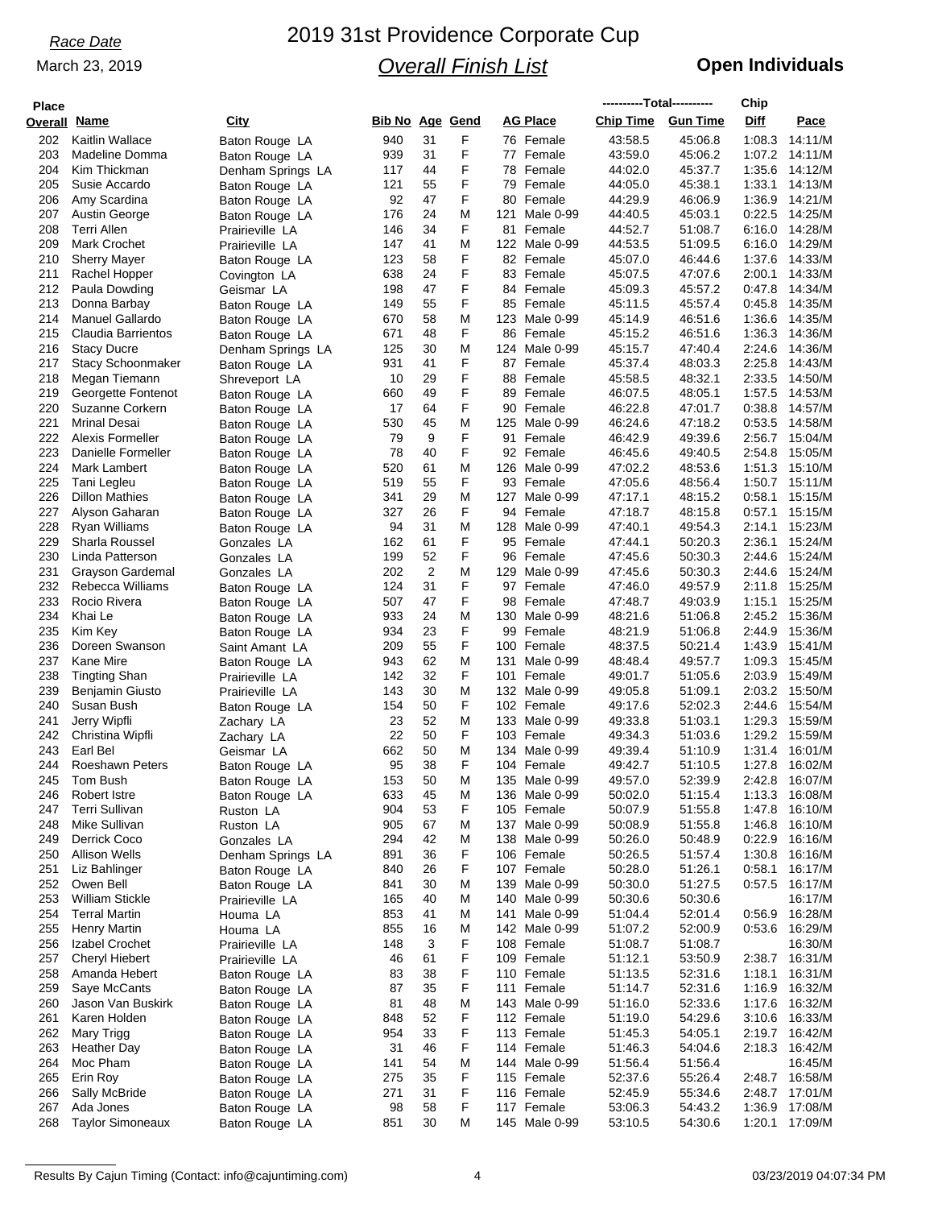*Race Date*

March 23, 2019

# 2019 31st Providence Corporate Cup

## *Overall Finish List*

**Open Individuals**

| Place Overall | Name | City | Bib No | Age | Gend | AG Place | ----------Total---------- Chip Time | Gun Time | Chip Diff | Pace |
|---|---|---|---|---|---|---|---|---|---|---|
| 202 | Kaitlin Wallace | Baton Rouge LA | 940 | 31 | F | 76 Female | 43:58.5 | 45:06.8 | 1:08.3 | 14:11/M |
| 203 | Madeline Domma | Baton Rouge LA | 939 | 31 | F | 77 Female | 43:59.0 | 45:06.2 | 1:07.2 | 14:11/M |
| 204 | Kim Thickman | Denham Springs LA | 117 | 44 | F | 78 Female | 44:02.0 | 45:37.7 | 1:35.6 | 14:12/M |
| 205 | Susie Accardo | Baton Rouge LA | 121 | 55 | F | 79 Female | 44:05.0 | 45:38.1 | 1:33.1 | 14:13/M |
| 206 | Amy Scardina | Baton Rouge LA | 92 | 47 | F | 80 Female | 44:29.9 | 46:06.9 | 1:36.9 | 14:21/M |
| 207 | Austin George | Baton Rouge LA | 176 | 24 | M | 121 Male 0-99 | 44:40.5 | 45:03.1 | 0:22.5 | 14:25/M |
| 208 | Terri Allen | Prairieville LA | 146 | 34 | F | 81 Female | 44:52.7 | 51:08.7 | 6:16.0 | 14:28/M |
| 209 | Mark Crochet | Prairieville LA | 147 | 41 | M | 122 Male 0-99 | 44:53.5 | 51:09.5 | 6:16.0 | 14:29/M |
| 210 | Sherry Mayer | Baton Rouge LA | 123 | 58 | F | 82 Female | 45:07.0 | 46:44.6 | 1:37.6 | 14:33/M |
| 211 | Rachel Hopper | Covington LA | 638 | 24 | F | 83 Female | 45:07.5 | 47:07.6 | 2:00.1 | 14:33/M |
| 212 | Paula Dowding | Geismar LA | 198 | 47 | F | 84 Female | 45:09.3 | 45:57.2 | 0:47.8 | 14:34/M |
| 213 | Donna Barbay | Baton Rouge LA | 149 | 55 | F | 85 Female | 45:11.5 | 45:57.4 | 0:45.8 | 14:35/M |
| 214 | Manuel Gallardo | Baton Rouge LA | 670 | 58 | M | 123 Male 0-99 | 45:14.9 | 46:51.6 | 1:36.6 | 14:35/M |
| 215 | Claudia Barrientos | Baton Rouge LA | 671 | 48 | F | 86 Female | 45:15.2 | 46:51.6 | 1:36.3 | 14:36/M |
| 216 | Stacy Ducre | Denham Springs LA | 125 | 30 | M | 124 Male 0-99 | 45:15.7 | 47:40.4 | 2:24.6 | 14:36/M |
| 217 | Stacy Schoonmaker | Baton Rouge LA | 931 | 41 | F | 87 Female | 45:37.4 | 48:03.3 | 2:25.8 | 14:43/M |
| 218 | Megan Tiemann | Shreveport LA | 10 | 29 | F | 88 Female | 45:58.5 | 48:32.1 | 2:33.5 | 14:50/M |
| 219 | Georgette Fontenot | Baton Rouge LA | 660 | 49 | F | 89 Female | 46:07.5 | 48:05.1 | 1:57.5 | 14:53/M |
| 220 | Suzanne Corkern | Baton Rouge LA | 17 | 64 | F | 90 Female | 46:22.8 | 47:01.7 | 0:38.8 | 14:57/M |
| 221 | Mrinal Desai | Baton Rouge LA | 530 | 45 | M | 125 Male 0-99 | 46:24.6 | 47:18.2 | 0:53.5 | 14:58/M |
| 222 | Alexis Formeller | Baton Rouge LA | 79 | 9 | F | 91 Female | 46:42.9 | 49:39.6 | 2:56.7 | 15:04/M |
| 223 | Danielle Formeller | Baton Rouge LA | 78 | 40 | F | 92 Female | 46:45.6 | 49:40.5 | 2:54.8 | 15:05/M |
| 224 | Mark Lambert | Baton Rouge LA | 520 | 61 | M | 126 Male 0-99 | 47:02.2 | 48:53.6 | 1:51.3 | 15:10/M |
| 225 | Tani Legleu | Baton Rouge LA | 519 | 55 | F | 93 Female | 47:05.6 | 48:56.4 | 1:50.7 | 15:11/M |
| 226 | Dillon Mathies | Baton Rouge LA | 341 | 29 | M | 127 Male 0-99 | 47:17.1 | 48:15.2 | 0:58.1 | 15:15/M |
| 227 | Alyson Gaharan | Baton Rouge LA | 327 | 26 | F | 94 Female | 47:18.7 | 48:15.8 | 0:57.1 | 15:15/M |
| 228 | Ryan Williams | Baton Rouge LA | 94 | 31 | M | 128 Male 0-99 | 47:40.1 | 49:54.3 | 2:14.1 | 15:23/M |
| 229 | Sharla Roussel | Gonzales LA | 162 | 61 | F | 95 Female | 47:44.1 | 50:20.3 | 2:36.1 | 15:24/M |
| 230 | Linda Patterson | Gonzales LA | 199 | 52 | F | 96 Female | 47:45.6 | 50:30.3 | 2:44.6 | 15:24/M |
| 231 | Grayson Gardemal | Gonzales LA | 202 | 2 | M | 129 Male 0-99 | 47:45.6 | 50:30.3 | 2:44.6 | 15:24/M |
| 232 | Rebecca Williams | Baton Rouge LA | 124 | 31 | F | 97 Female | 47:46.0 | 49:57.9 | 2:11.8 | 15:25/M |
| 233 | Rocio Rivera | Baton Rouge LA | 507 | 47 | F | 98 Female | 47:48.7 | 49:03.9 | 1:15.1 | 15:25/M |
| 234 | Khai Le | Baton Rouge LA | 933 | 24 | M | 130 Male 0-99 | 48:21.6 | 51:06.8 | 2:45.2 | 15:36/M |
| 235 | Kim Key | Baton Rouge LA | 934 | 23 | F | 99 Female | 48:21.9 | 51:06.8 | 2:44.9 | 15:36/M |
| 236 | Doreen Swanson | Saint Amant LA | 209 | 55 | F | 100 Female | 48:37.5 | 50:21.4 | 1:43.9 | 15:41/M |
| 237 | Kane Mire | Baton Rouge LA | 943 | 62 | M | 131 Male 0-99 | 48:48.4 | 49:57.7 | 1:09.3 | 15:45/M |
| 238 | Tingting Shan | Prairieville LA | 142 | 32 | F | 101 Female | 49:01.7 | 51:05.6 | 2:03.9 | 15:49/M |
| 239 | Benjamin Giusto | Prairieville LA | 143 | 30 | M | 132 Male 0-99 | 49:05.8 | 51:09.1 | 2:03.2 | 15:50/M |
| 240 | Susan Bush | Baton Rouge LA | 154 | 50 | F | 102 Female | 49:17.6 | 52:02.3 | 2:44.6 | 15:54/M |
| 241 | Jerry Wipfli | Zachary LA | 23 | 52 | M | 133 Male 0-99 | 49:33.8 | 51:03.1 | 1:29.3 | 15:59/M |
| 242 | Christina Wipfli | Zachary LA | 22 | 50 | F | 103 Female | 49:34.3 | 51:03.6 | 1:29.2 | 15:59/M |
| 243 | Earl Bel | Geismar LA | 662 | 50 | M | 134 Male 0-99 | 49:39.4 | 51:10.9 | 1:31.4 | 16:01/M |
| 244 | Roeshawn Peters | Baton Rouge LA | 95 | 38 | F | 104 Female | 49:42.7 | 51:10.5 | 1:27.8 | 16:02/M |
| 245 | Tom Bush | Baton Rouge LA | 153 | 50 | M | 135 Male 0-99 | 49:57.0 | 52:39.9 | 2:42.8 | 16:07/M |
| 246 | Robert Istre | Baton Rouge LA | 633 | 45 | M | 136 Male 0-99 | 50:02.0 | 51:15.4 | 1:13.3 | 16:08/M |
| 247 | Terri Sullivan | Ruston LA | 904 | 53 | F | 105 Female | 50:07.9 | 51:55.8 | 1:47.8 | 16:10/M |
| 248 | Mike Sullivan | Ruston LA | 905 | 67 | M | 137 Male 0-99 | 50:08.9 | 51:55.8 | 1:46.8 | 16:10/M |
| 249 | Derrick Coco | Gonzales LA | 294 | 42 | M | 138 Male 0-99 | 50:26.0 | 50:48.9 | 0:22.9 | 16:16/M |
| 250 | Allison Wells | Denham Springs LA | 891 | 36 | F | 106 Female | 50:26.5 | 51:57.4 | 1:30.8 | 16:16/M |
| 251 | Liz Bahlinger | Baton Rouge LA | 840 | 26 | F | 107 Female | 50:28.0 | 51:26.1 | 0:58.1 | 16:17/M |
| 252 | Owen Bell | Baton Rouge LA | 841 | 30 | M | 139 Male 0-99 | 50:30.0 | 51:27.5 | 0:57.5 | 16:17/M |
| 253 | William Stickle | Prairieville LA | 165 | 40 | M | 140 Male 0-99 | 50:30.6 | 50:30.6 | | 16:17/M |
| 254 | Terral Martin | Houma LA | 853 | 41 | M | 141 Male 0-99 | 51:04.4 | 52:01.4 | 0:56.9 | 16:28/M |
| 255 | Henry Martin | Houma LA | 855 | 16 | M | 142 Male 0-99 | 51:07.2 | 52:00.9 | 0:53.6 | 16:29/M |
| 256 | Izabel Crochet | Prairieville LA | 148 | 3 | F | 108 Female | 51:08.7 | 51:08.7 | | 16:30/M |
| 257 | Cheryl Hiebert | Prairieville LA | 46 | 61 | F | 109 Female | 51:12.1 | 53:50.9 | 2:38.7 | 16:31/M |
| 258 | Amanda Hebert | Baton Rouge LA | 83 | 38 | F | 110 Female | 51:13.5 | 52:31.6 | 1:18.1 | 16:31/M |
| 259 | Saye McCants | Baton Rouge LA | 87 | 35 | F | 111 Female | 51:14.7 | 52:31.6 | 1:16.9 | 16:32/M |
| 260 | Jason Van Buskirk | Baton Rouge LA | 81 | 48 | M | 143 Male 0-99 | 51:16.0 | 52:33.6 | 1:17.6 | 16:32/M |
| 261 | Karen Holden | Baton Rouge LA | 848 | 52 | F | 112 Female | 51:19.0 | 54:29.6 | 3:10.6 | 16:33/M |
| 262 | Mary Trigg | Baton Rouge LA | 954 | 33 | F | 113 Female | 51:45.3 | 54:05.1 | 2:19.7 | 16:42/M |
| 263 | Heather Day | Baton Rouge LA | 31 | 46 | F | 114 Female | 51:46.3 | 54:04.6 | 2:18.3 | 16:42/M |
| 264 | Moc Pham | Baton Rouge LA | 141 | 54 | M | 144 Male 0-99 | 51:56.4 | 51:56.4 | | 16:45/M |
| 265 | Erin Roy | Baton Rouge LA | 275 | 35 | F | 115 Female | 52:37.6 | 55:26.4 | 2:48.7 | 16:58/M |
| 266 | Sally McBride | Baton Rouge LA | 271 | 31 | F | 116 Female | 52:45.9 | 55:34.6 | 2:48.7 | 17:01/M |
| 267 | Ada Jones | Baton Rouge LA | 98 | 58 | F | 117 Female | 53:06.3 | 54:43.2 | 1:36.9 | 17:08/M |
| 268 | Taylor Simoneaux | Baton Rouge LA | 851 | 30 | M | 145 Male 0-99 | 53:10.5 | 54:30.6 | 1:20.1 | 17:09/M |

Results By Cajun Timing (Contact: info@cajuntiming.com) 03/23/2019 04:07:34 PM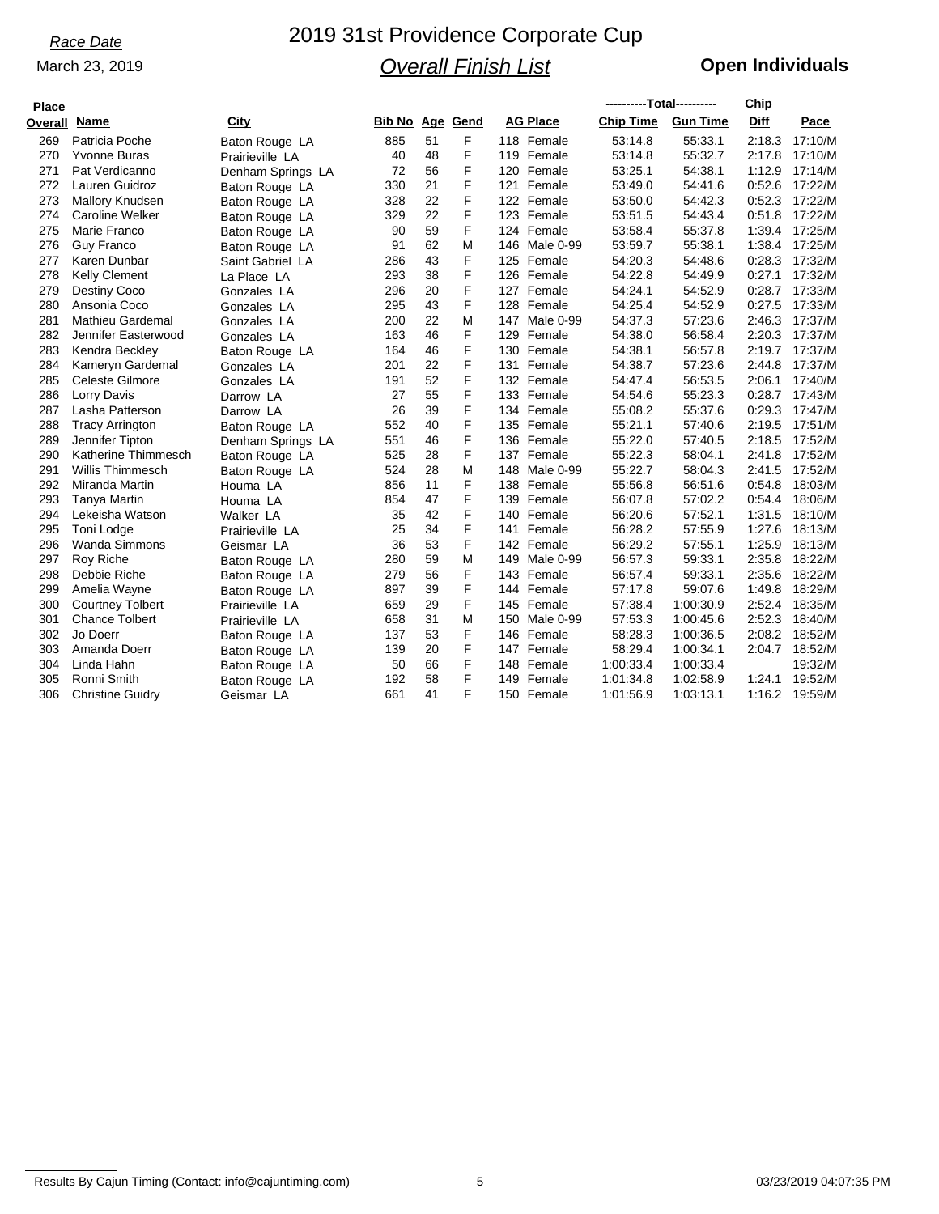*Race Date*

March 23, 2019

# 2019 31st Providence Corporate Cup

## *Overall Finish List*

**Open Individuals**

| Place Overall | Name | City | Bib No | Age | Gend | AG Place | | Total Chip Time | Total Gun Time | Chip Diff | Pace |
|---|---|---|---|---|---|---|---|---|---|---|---|
| 269 | Patricia Poche | Baton Rouge LA | 885 | 51 | F | 118 | Female | 53:14.8 | 55:33.1 | 2:18.3 | 17:10/M |
| 270 | Yvonne Buras | Prairieville LA | 40 | 48 | F | 119 | Female | 53:14.8 | 55:32.7 | 2:17.8 | 17:10/M |
| 271 | Pat Verdicanno | Denham Springs LA | 72 | 56 | F | 120 | Female | 53:25.1 | 54:38.1 | 1:12.9 | 17:14/M |
| 272 | Lauren Guidroz | Baton Rouge LA | 330 | 21 | F | 121 | Female | 53:49.0 | 54:41.6 | 0:52.6 | 17:22/M |
| 273 | Mallory Knudsen | Baton Rouge LA | 328 | 22 | F | 122 | Female | 53:50.0 | 54:42.3 | 0:52.3 | 17:22/M |
| 274 | Caroline Welker | Baton Rouge LA | 329 | 22 | F | 123 | Female | 53:51.5 | 54:43.4 | 0:51.8 | 17:22/M |
| 275 | Marie Franco | Baton Rouge LA | 90 | 59 | F | 124 | Female | 53:58.4 | 55:37.8 | 1:39.4 | 17:25/M |
| 276 | Guy Franco | Baton Rouge LA | 91 | 62 | M | 146 | Male 0-99 | 53:59.7 | 55:38.1 | 1:38.4 | 17:25/M |
| 277 | Karen Dunbar | Saint Gabriel LA | 286 | 43 | F | 125 | Female | 54:20.3 | 54:48.6 | 0:28.3 | 17:32/M |
| 278 | Kelly Clement | La Place LA | 293 | 38 | F | 126 | Female | 54:22.8 | 54:49.9 | 0:27.1 | 17:32/M |
| 279 | Destiny Coco | Gonzales LA | 296 | 20 | F | 127 | Female | 54:24.1 | 54:52.9 | 0:28.7 | 17:33/M |
| 280 | Ansonia Coco | Gonzales LA | 295 | 43 | F | 128 | Female | 54:25.4 | 54:52.9 | 0:27.5 | 17:33/M |
| 281 | Mathieu Gardemal | Gonzales LA | 200 | 22 | M | 147 | Male 0-99 | 54:37.3 | 57:23.6 | 2:46.3 | 17:37/M |
| 282 | Jennifer Easterwood | Gonzales LA | 163 | 46 | F | 129 | Female | 54:38.0 | 56:58.4 | 2:20.3 | 17:37/M |
| 283 | Kendra Beckley | Baton Rouge LA | 164 | 46 | F | 130 | Female | 54:38.1 | 56:57.8 | 2:19.7 | 17:37/M |
| 284 | Kameryn Gardemal | Gonzales LA | 201 | 22 | F | 131 | Female | 54:38.7 | 57:23.6 | 2:44.8 | 17:37/M |
| 285 | Celeste Gilmore | Gonzales LA | 191 | 52 | F | 132 | Female | 54:47.4 | 56:53.5 | 2:06.1 | 17:40/M |
| 286 | Lorry Davis | Darrow LA | 27 | 55 | F | 133 | Female | 54:54.6 | 55:23.3 | 0:28.7 | 17:43/M |
| 287 | Lasha Patterson | Darrow LA | 26 | 39 | F | 134 | Female | 55:08.2 | 55:37.6 | 0:29.3 | 17:47/M |
| 288 | Tracy Arrington | Baton Rouge LA | 552 | 40 | F | 135 | Female | 55:21.1 | 57:40.6 | 2:19.5 | 17:51/M |
| 289 | Jennifer Tipton | Denham Springs LA | 551 | 46 | F | 136 | Female | 55:22.0 | 57:40.5 | 2:18.5 | 17:52/M |
| 290 | Katherine Thimmesch | Baton Rouge LA | 525 | 28 | F | 137 | Female | 55:22.3 | 58:04.1 | 2:41.8 | 17:52/M |
| 291 | Willis Thimmesch | Baton Rouge LA | 524 | 28 | M | 148 | Male 0-99 | 55:22.7 | 58:04.3 | 2:41.5 | 17:52/M |
| 292 | Miranda Martin | Houma LA | 856 | 11 | F | 138 | Female | 55:56.8 | 56:51.6 | 0:54.8 | 18:03/M |
| 293 | Tanya Martin | Houma LA | 854 | 47 | F | 139 | Female | 56:07.8 | 57:02.2 | 0:54.4 | 18:06/M |
| 294 | Lekeisha Watson | Walker LA | 35 | 42 | F | 140 | Female | 56:20.6 | 57:52.1 | 1:31.5 | 18:10/M |
| 295 | Toni Lodge | Prairieville LA | 25 | 34 | F | 141 | Female | 56:28.2 | 57:55.9 | 1:27.6 | 18:13/M |
| 296 | Wanda Simmons | Geismar LA | 36 | 53 | F | 142 | Female | 56:29.2 | 57:55.1 | 1:25.9 | 18:13/M |
| 297 | Roy Riche | Baton Rouge LA | 280 | 59 | M | 149 | Male 0-99 | 56:57.3 | 59:33.1 | 2:35.8 | 18:22/M |
| 298 | Debbie Riche | Baton Rouge LA | 279 | 56 | F | 143 | Female | 56:57.4 | 59:33.1 | 2:35.6 | 18:22/M |
| 299 | Amelia Wayne | Baton Rouge LA | 897 | 39 | F | 144 | Female | 57:17.8 | 59:07.6 | 1:49.8 | 18:29/M |
| 300 | Courtney Tolbert | Prairieville LA | 659 | 29 | F | 145 | Female | 57:38.4 | 1:00:30.9 | 2:52.4 | 18:35/M |
| 301 | Chance Tolbert | Prairieville LA | 658 | 31 | M | 150 | Male 0-99 | 57:53.3 | 1:00:45.6 | 2:52.3 | 18:40/M |
| 302 | Jo Doerr | Baton Rouge LA | 137 | 53 | F | 146 | Female | 58:28.3 | 1:00:36.5 | 2:08.2 | 18:52/M |
| 303 | Amanda Doerr | Baton Rouge LA | 139 | 20 | F | 147 | Female | 58:29.4 | 1:00:34.1 | 2:04.7 | 18:52/M |
| 304 | Linda Hahn | Baton Rouge LA | 50 | 66 | F | 148 | Female | 1:00:33.4 | 1:00:33.4 | | 19:32/M |
| 305 | Ronni Smith | Baton Rouge LA | 192 | 58 | F | 149 | Female | 1:01:34.8 | 1:02:58.9 | 1:24.1 | 19:52/M |
| 306 | Christine Guidry | Geismar LA | 661 | 41 | F | 150 | Female | 1:01:56.9 | 1:03:13.1 | 1:16.2 | 19:59/M |

Results By Cajun Timing (Contact: info@cajuntiming.com) 03/23/2019 04:07:35 PM